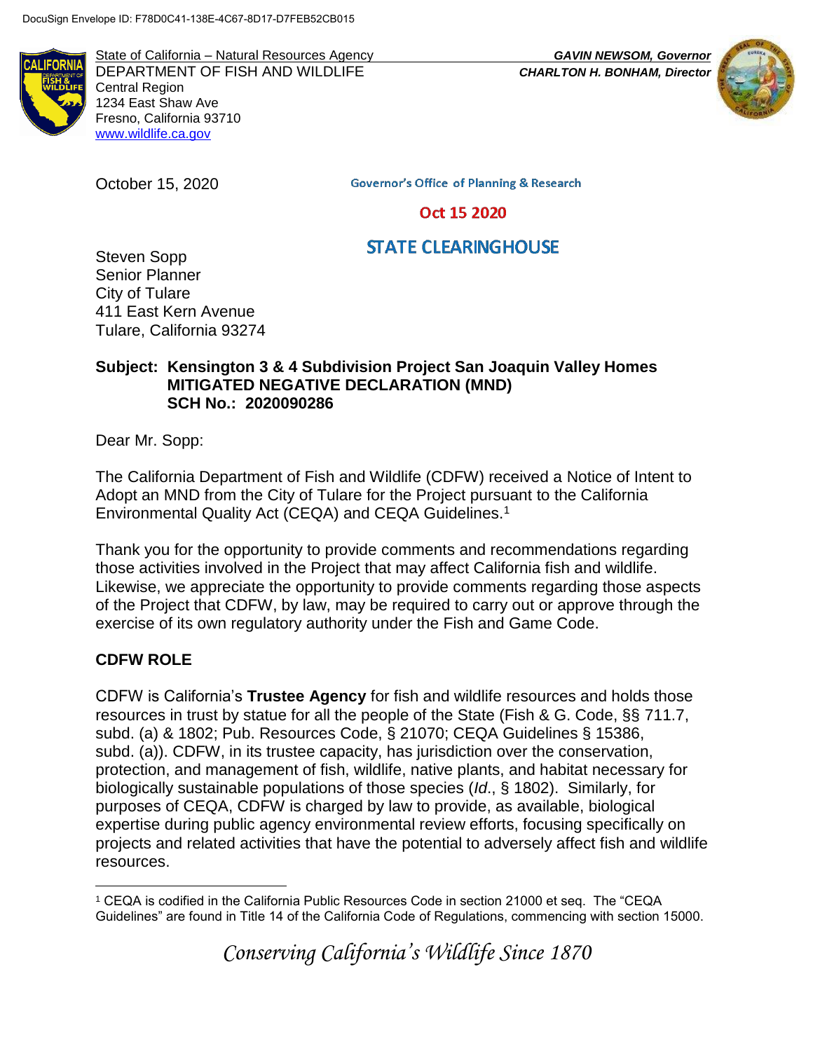DocuSign Envelope ID: F78D0C41-138E-4C67-8D17-D7FEB52CB015

State of California – Natural Resources Agency
DEPARTMENT OF FISH AND WILDLIFE
Central Region
1234 East Shaw Ave
Fresno, California 93710
www.wildlife.ca.gov

*GAVIN NEWSOM, Governor*
*CHARLTON H. BONHAM, Director*

October 15, 2020

Governor's Office of Planning & Research

Oct 15 2020

STATE CLEARINGHOUSE

Steven Sopp
Senior Planner
City of Tulare
411 East Kern Avenue
Tulare, California 93274

**Subject: Kensington 3 & 4 Subdivision Project San Joaquin Valley Homes MITIGATED NEGATIVE DECLARATION (MND) SCH No.: 2020090286**

Dear Mr. Sopp:

The California Department of Fish and Wildlife (CDFW) received a Notice of Intent to Adopt an MND from the City of Tulare for the Project pursuant to the California Environmental Quality Act (CEQA) and CEQA Guidelines.[1]

Thank you for the opportunity to provide comments and recommendations regarding those activities involved in the Project that may affect California fish and wildlife. Likewise, we appreciate the opportunity to provide comments regarding those aspects of the Project that CDFW, by law, may be required to carry out or approve through the exercise of its own regulatory authority under the Fish and Game Code.

## CDFW ROLE

CDFW is California's **Trustee Agency** for fish and wildlife resources and holds those resources in trust by statue for all the people of the State (Fish & G. Code, §§ 711.7, subd. (a) & 1802; Pub. Resources Code, § 21070; CEQA Guidelines § 15386, subd. (a)). CDFW, in its trustee capacity, has jurisdiction over the conservation, protection, and management of fish, wildlife, native plants, and habitat necessary for biologically sustainable populations of those species (*Id*., § 1802). Similarly, for purposes of CEQA, CDFW is charged by law to provide, as available, biological expertise during public agency environmental review efforts, focusing specifically on projects and related activities that have the potential to adversely affect fish and wildlife resources.

[1] CEQA is codified in the California Public Resources Code in section 21000 et seq. The "CEQA Guidelines" are found in Title 14 of the California Code of Regulations, commencing with section 15000.

*Conserving California's Wildlife Since 1870*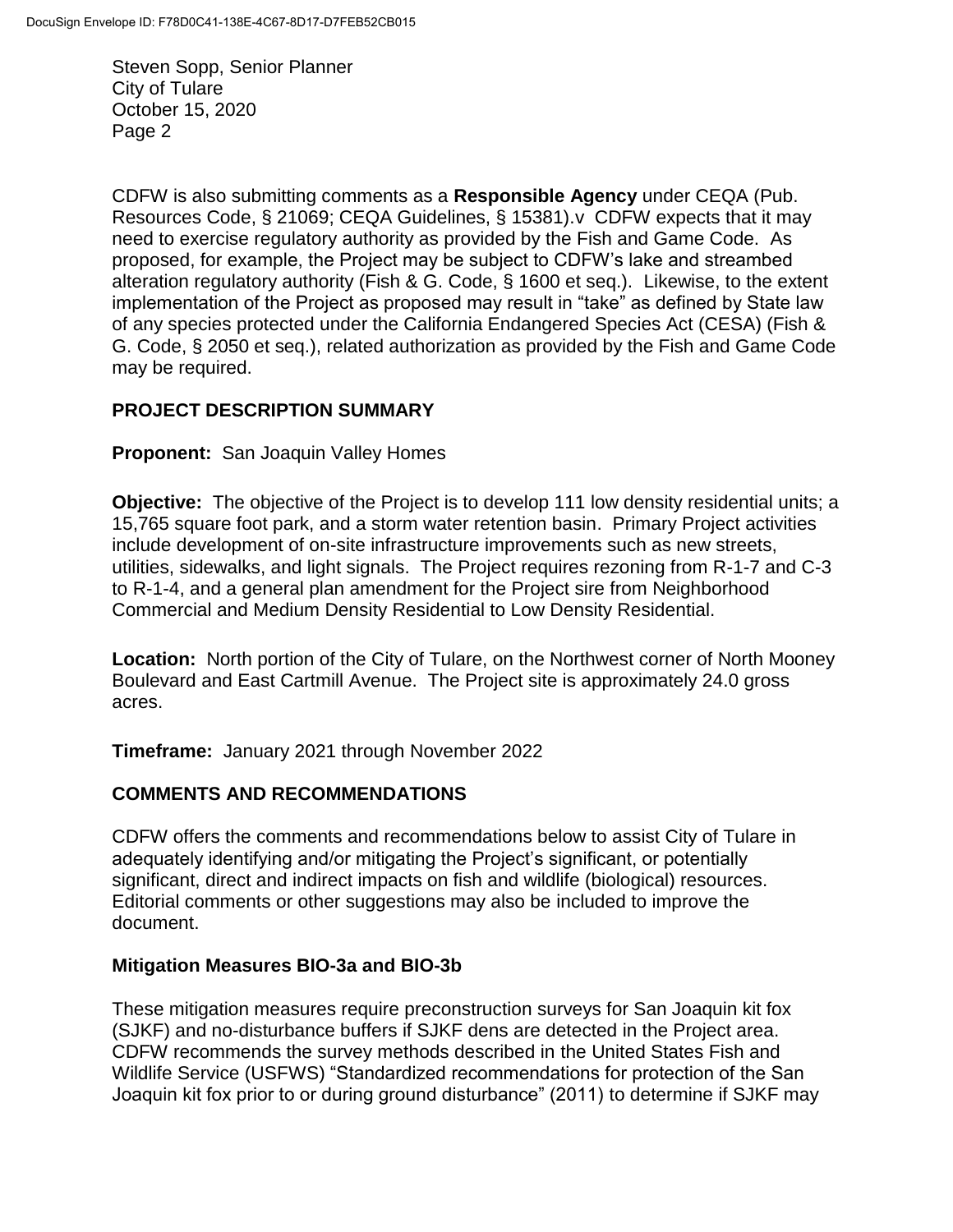CDFW is also submitting comments as a **Responsible Agency** under CEQA (Pub. Resources Code, § 21069; CEQA Guidelines, § 15381).v CDFW expects that it may need to exercise regulatory authority as provided by the Fish and Game Code. As proposed, for example, the Project may be subject to CDFW's lake and streambed alteration regulatory authority (Fish & G. Code, § 1600 et seq.). Likewise, to the extent implementation of the Project as proposed may result in "take" as defined by State law of any species protected under the California Endangered Species Act (CESA) (Fish & G. Code, § 2050 et seq.), related authorization as provided by the Fish and Game Code may be required.

## PROJECT DESCRIPTION SUMMARY

**Proponent:** San Joaquin Valley Homes

**Objective:** The objective of the Project is to develop 111 low density residential units; a 15,765 square foot park, and a storm water retention basin. Primary Project activities include development of on-site infrastructure improvements such as new streets, utilities, sidewalks, and light signals. The Project requires rezoning from R-1-7 and C-3 to R-1-4, and a general plan amendment for the Project sire from Neighborhood Commercial and Medium Density Residential to Low Density Residential.

**Location:** North portion of the City of Tulare, on the Northwest corner of North Mooney Boulevard and East Cartmill Avenue. The Project site is approximately 24.0 gross acres.

**Timeframe:** January 2021 through November 2022

## COMMENTS AND RECOMMENDATIONS

CDFW offers the comments and recommendations below to assist City of Tulare in adequately identifying and/or mitigating the Project's significant, or potentially significant, direct and indirect impacts on fish and wildlife (biological) resources. Editorial comments or other suggestions may also be included to improve the document.

### Mitigation Measures BIO-3a and BIO-3b

These mitigation measures require preconstruction surveys for San Joaquin kit fox (SJKF) and no-disturbance buffers if SJKF dens are detected in the Project area. CDFW recommends the survey methods described in the United States Fish and Wildlife Service (USFWS) "Standardized recommendations for protection of the San Joaquin kit fox prior to or during ground disturbance" (2011) to determine if SJKF may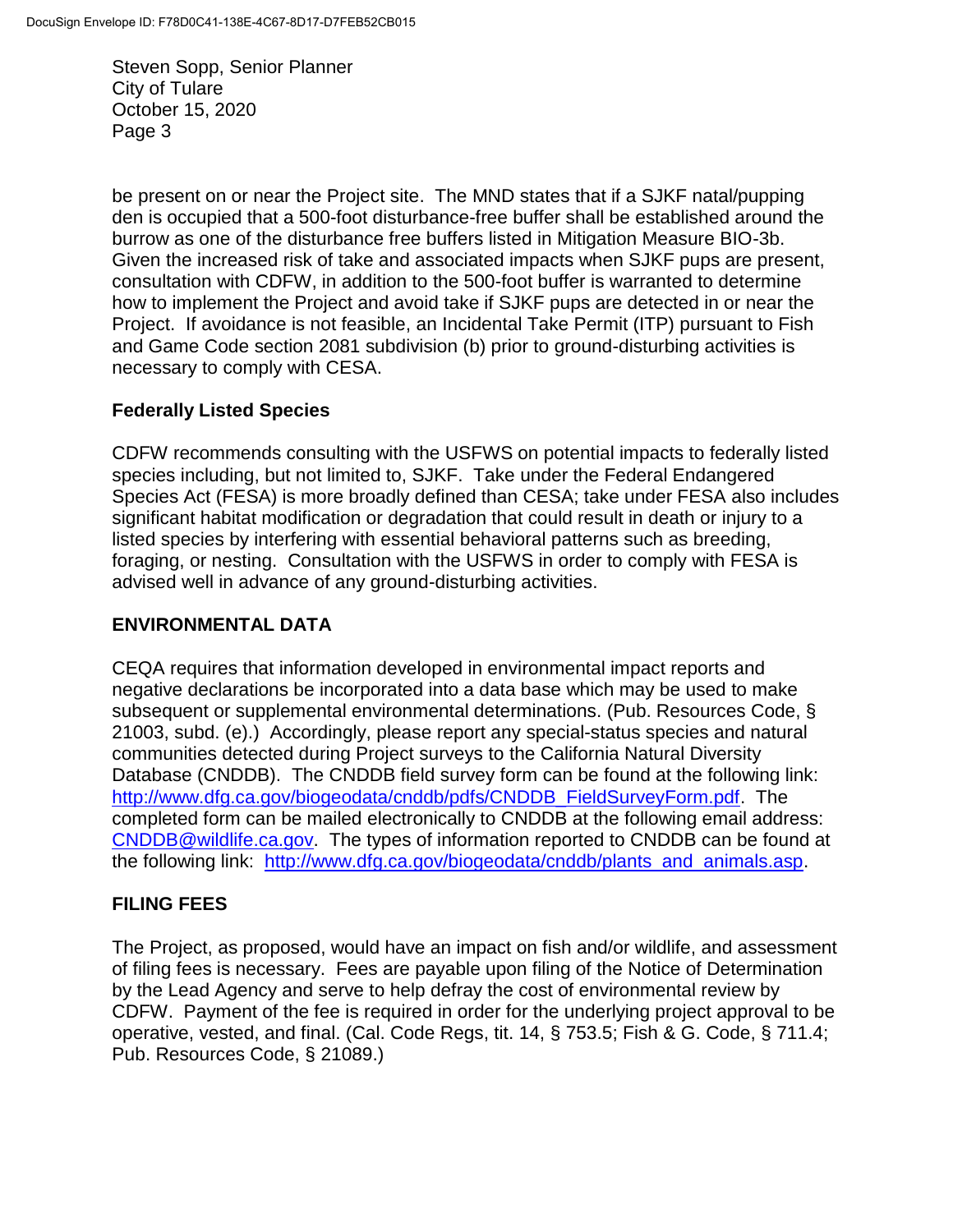be present on or near the Project site. The MND states that if a SJKF natal/pupping den is occupied that a 500-foot disturbance-free buffer shall be established around the burrow as one of the disturbance free buffers listed in Mitigation Measure BIO-3b. Given the increased risk of take and associated impacts when SJKF pups are present, consultation with CDFW, in addition to the 500-foot buffer is warranted to determine how to implement the Project and avoid take if SJKF pups are detected in or near the Project. If avoidance is not feasible, an Incidental Take Permit (ITP) pursuant to Fish and Game Code section 2081 subdivision (b) prior to ground-disturbing activities is necessary to comply with CESA.

**Federally Listed Species**

CDFW recommends consulting with the USFWS on potential impacts to federally listed species including, but not limited to, SJKF. Take under the Federal Endangered Species Act (FESA) is more broadly defined than CESA; take under FESA also includes significant habitat modification or degradation that could result in death or injury to a listed species by interfering with essential behavioral patterns such as breeding, foraging, or nesting. Consultation with the USFWS in order to comply with FESA is advised well in advance of any ground-disturbing activities.

## ENVIRONMENTAL DATA

CEQA requires that information developed in environmental impact reports and negative declarations be incorporated into a data base which may be used to make subsequent or supplemental environmental determinations. (Pub. Resources Code, § 21003, subd. (e).) Accordingly, please report any special-status species and natural communities detected during Project surveys to the California Natural Diversity Database (CNDDB). The CNDDB field survey form can be found at the following link: http://www.dfg.ca.gov/biogeodata/cnddb/pdfs/CNDDB_FieldSurveyForm.pdf. The completed form can be mailed electronically to CNDDB at the following email address: CNDDB@wildlife.ca.gov. The types of information reported to CNDDB can be found at the following link: http://www.dfg.ca.gov/biogeodata/cnddb/plants_and_animals.asp.

## FILING FEES

The Project, as proposed, would have an impact on fish and/or wildlife, and assessment of filing fees is necessary. Fees are payable upon filing of the Notice of Determination by the Lead Agency and serve to help defray the cost of environmental review by CDFW. Payment of the fee is required in order for the underlying project approval to be operative, vested, and final. (Cal. Code Regs, tit. 14, § 753.5; Fish & G. Code, § 711.4; Pub. Resources Code, § 21089.)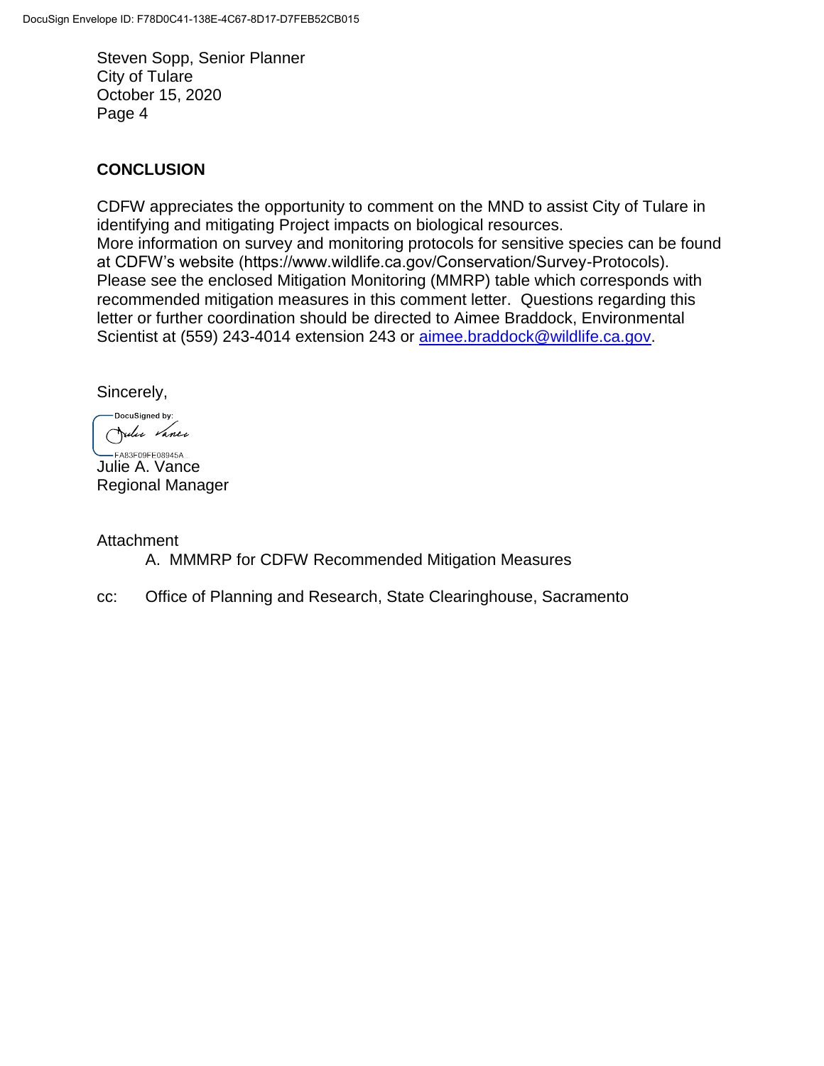Steven Sopp, Senior Planner
City of Tulare
October 15, 2020

## CONCLUSION

CDFW appreciates the opportunity to comment on the MND to assist City of Tulare in identifying and mitigating Project impacts on biological resources.
More information on survey and monitoring protocols for sensitive species can be found at CDFW's website (https://www.wildlife.ca.gov/Conservation/Survey-Protocols). Please see the enclosed Mitigation Monitoring (MMRP) table which corresponds with recommended mitigation measures in this comment letter. Questions regarding this letter or further coordination should be directed to Aimee Braddock, Environmental Scientist at (559) 243-4014 extension 243 or aimee.braddock@wildlife.ca.gov.

Sincerely,

DocuSigned by:
Julie Vance
FA83F09FE08945A...

Julie A. Vance
Regional Manager

Attachment

A. MMMRP for CDFW Recommended Mitigation Measures

cc: Office of Planning and Research, State Clearinghouse, Sacramento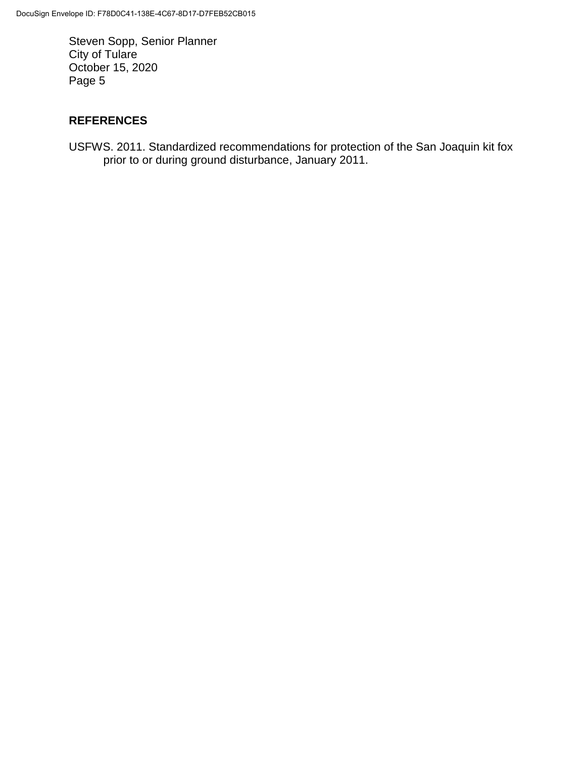## REFERENCES

USFWS. 2011. Standardized recommendations for protection of the San Joaquin kit fox prior to or during ground disturbance, January 2011.